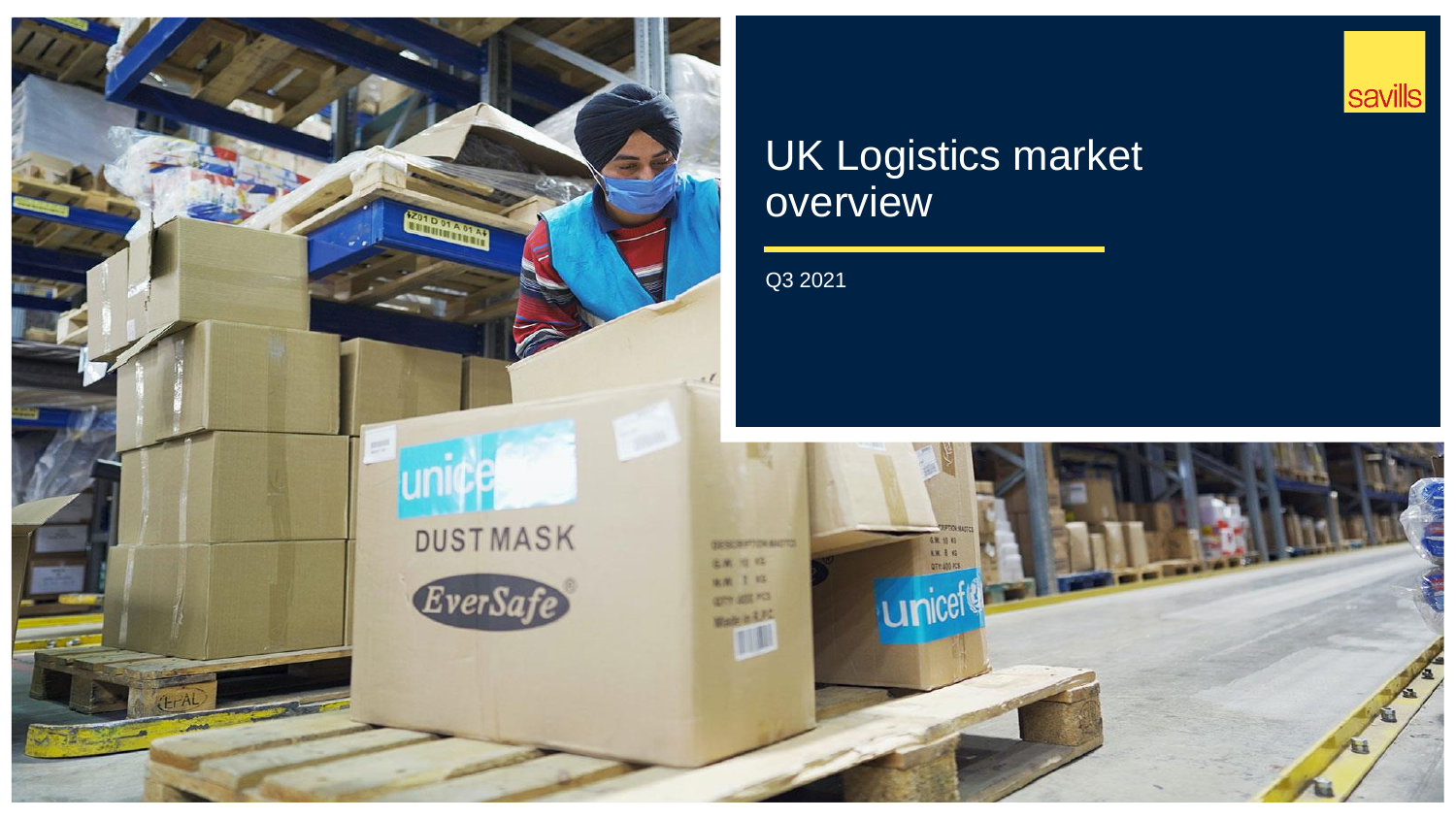# UK Logistics market overview

Q3 2021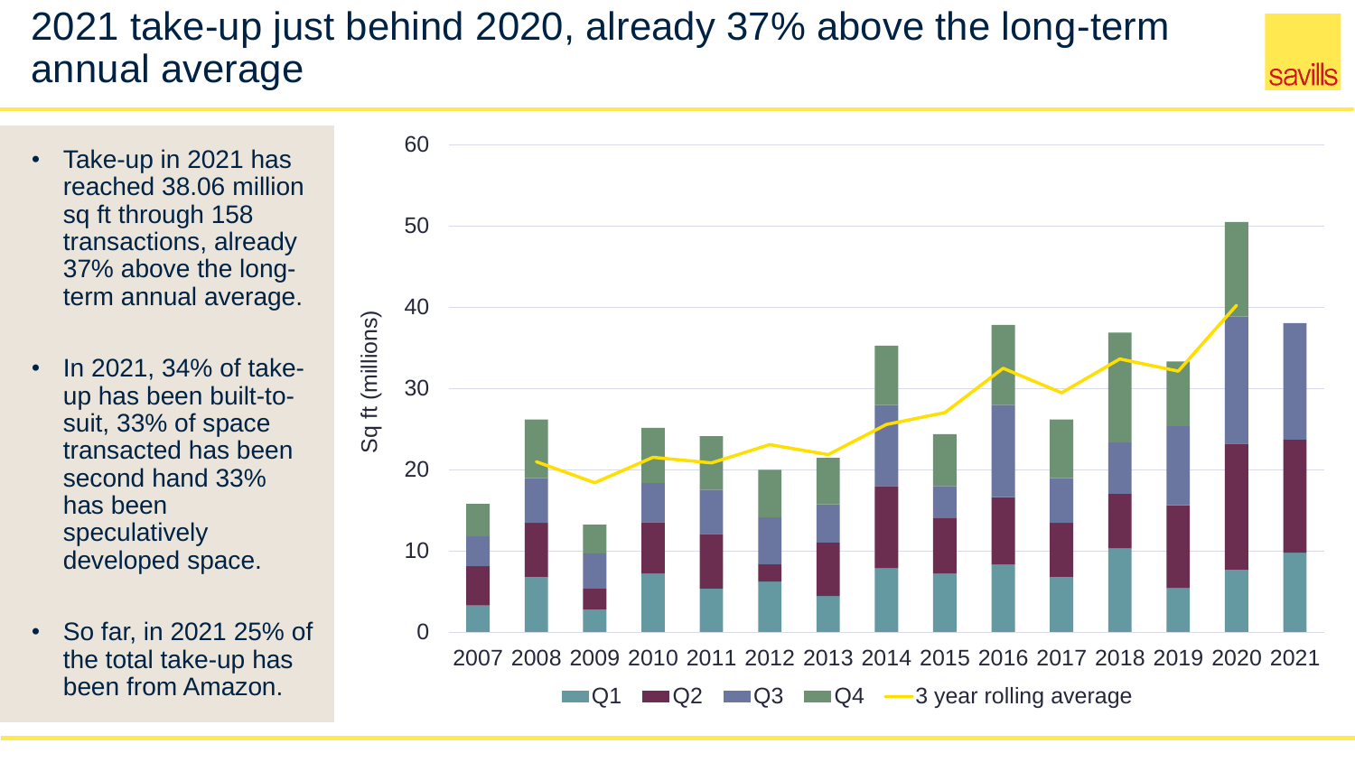# 2021 take-up just behind 2020, already 37% above the long-term annual average

- Take-up in 2021 has reached 38.06 million sq ft through 158 transactions, already 37% above the long-term annual average.
- In 2021, 34% of take-up has been built-to-suit, 33% of space transacted has been second hand 33% has been speculatively developed space.
- So far, in 2021 25% of the total take-up has been from Amazon.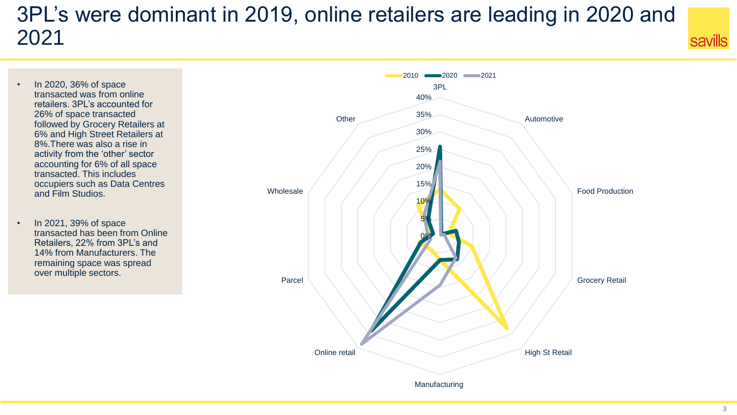# 3PL's were dominant in 2019, online retailers are leading in 2020 and 2021

- In 2020, 36% of space transacted was from online retailers. 3PL's accounted for 26% of space transacted followed by Grocery Retailers at 6% and High Street Retailers at 8%.There was also a rise in activity from the 'other' sector accounting for 6% of all space transacted. This includes occupiers such as Data Centres and Film Studios.

- In 2021, 39% of space transacted has been from Online Retailers, 22% from 3PL's and 14% from Manufacturers. The remaining space was spread over multiple sectors.

2010 2020 2021

3PL

40%

35%

30%

25%

20%

15%

10%

5%

0%

Automotive

Food Production

Grocery Retail

High St Retail

Manufacturing

Online retail

Parcel

Wholesale

Other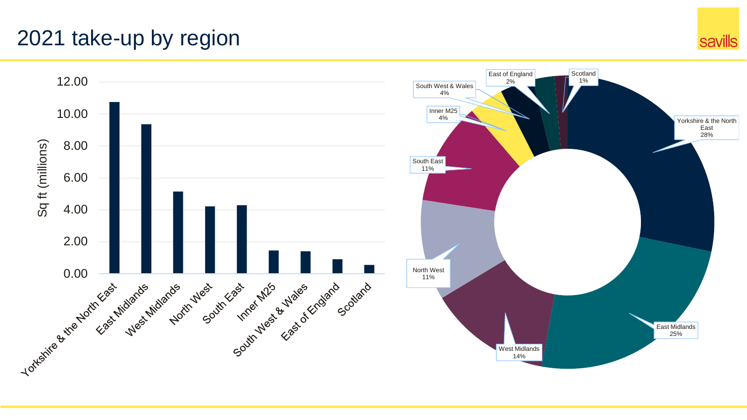# 2021 take-up by region

Sq ft (millions)

| Region | Sq ft (millions) | Share |
|---|---|---|
| Yorkshire & the North East | | 28% |
| East Midlands | | 25% |
| West Midlands | | 14% |
| North West | | 11% |
| South East | | 11% |
| Inner M25 | | 4% |
| South West & Wales | | 4% |
| East of England | | 2% |
| Scotland | | 1% |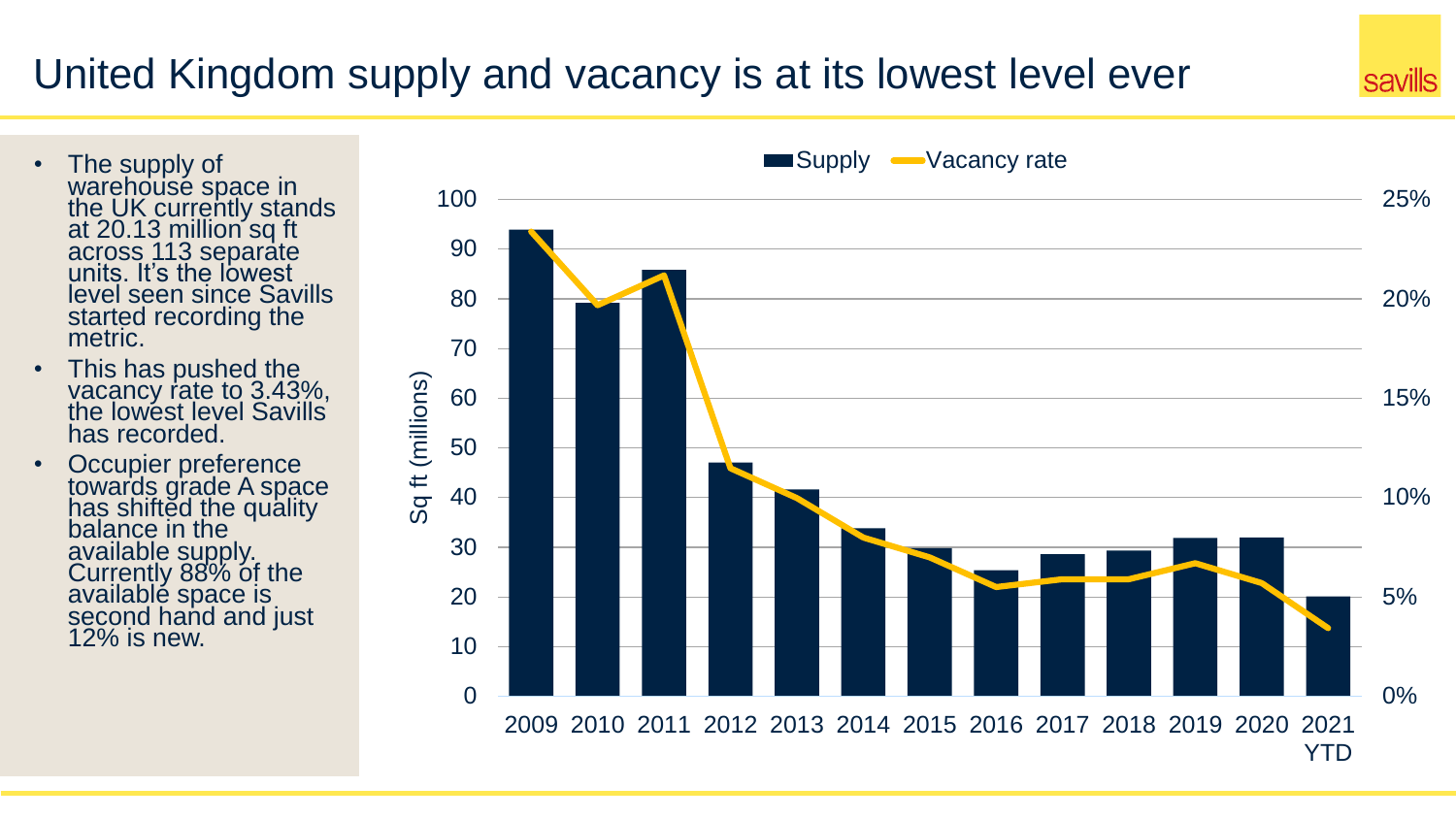# United Kingdom supply and vacancy is at its lowest level ever

- The supply of warehouse space in the UK currently stands at 20.13 million sq ft across 113 separate units. It's the lowest level seen since Savills started recording the metric.
- This has pushed the vacancy rate to 3.43%, the lowest level Savills has recorded.
- Occupier preference towards grade A space has shifted the quality balance in the available supply. Currently 88% of the available space is second hand and just 12% is new.

Supply / Vacancy rate

Sq ft (millions)

0, 10, 20, 30, 40, 50, 60, 70, 80, 90, 100

0%, 5%, 10%, 15%, 20%, 25%

2009 2010 2011 2012 2013 2014 2015 2016 2017 2018 2019 2020 2021 YTD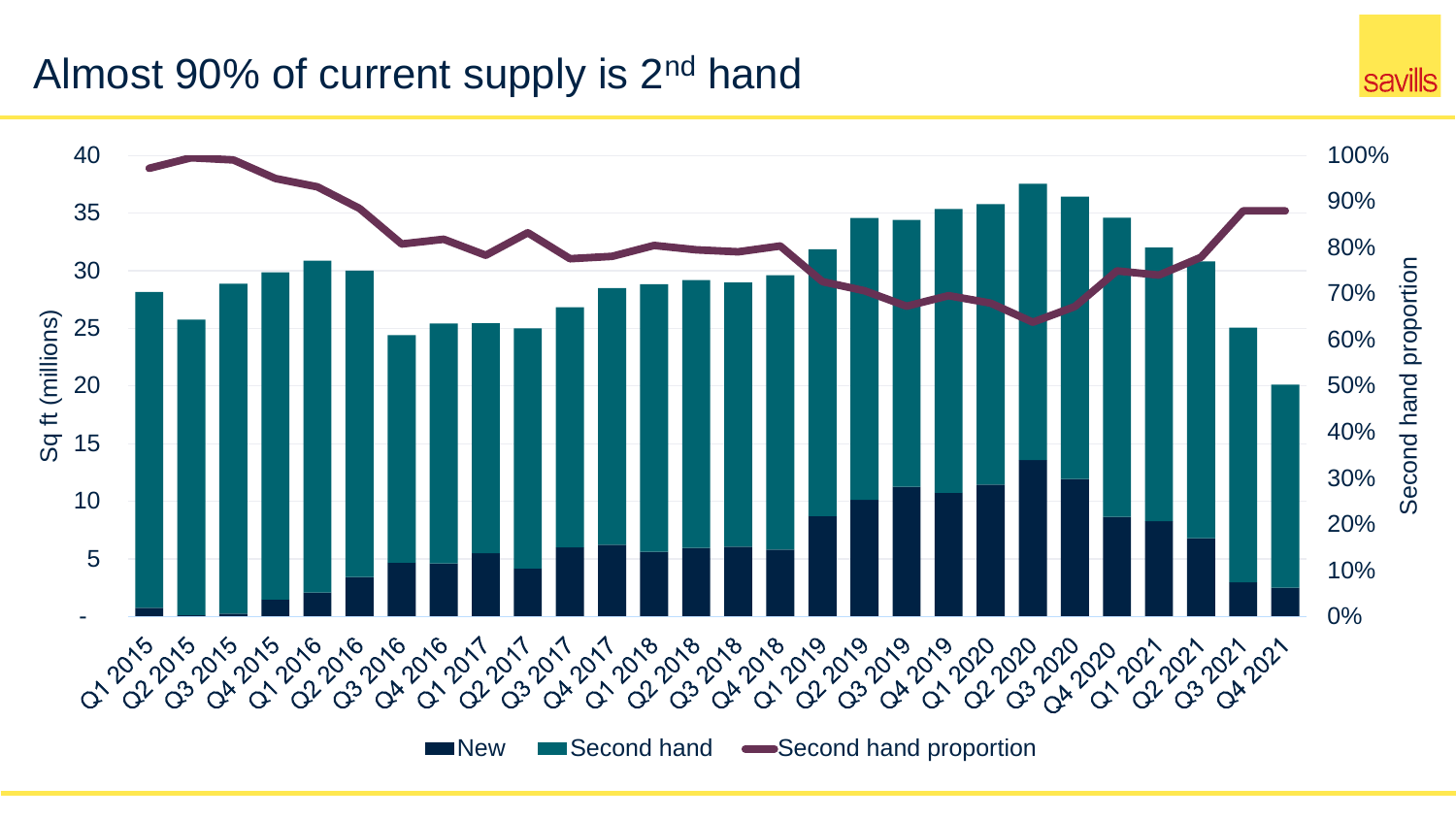# Almost 90% of current supply is 2nd hand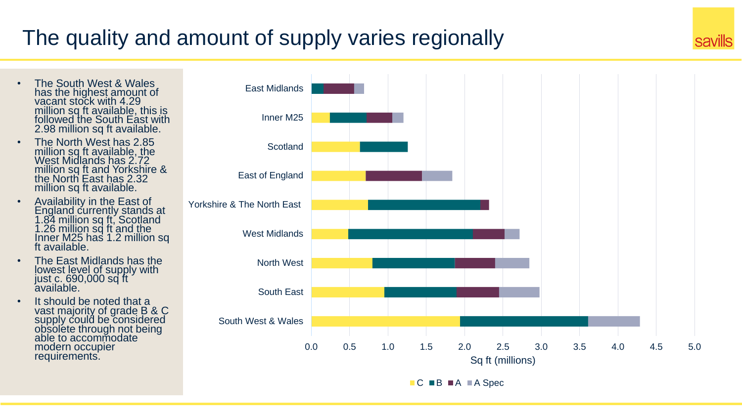# The quality and amount of supply varies regionally

- The South West & Wales has the highest amount of vacant stock with 4.29 million sq ft available, this is followed the South East with 2.98 million sq ft available.
- The North West has 2.85 million sq ft available, the West Midlands has 2.72 million sq ft and Yorkshire & the North East has 2.32 million sq ft available.
- Availability in the East of England currently stands at 1.84 million sq ft, Scotland 1.26 million sq ft and the Inner M25 has 1.2 million sq ft available.
- The East Midlands has the lowest level of supply with just c. 690,000 sq ft available.
- It should be noted that a vast majority of grade B & C supply could be considered obsolete through not being able to accommodate modern occupier requirements.

East Midlands

Inner M25

Scotland

East of England

Yorkshire & The North East

West Midlands

North West

South East

South West & Wales

0.0 0.5 1.0 1.5 2.0 2.5 3.0 3.5 4.0 4.5 5.0

Sq ft (millions)

C B A A Spec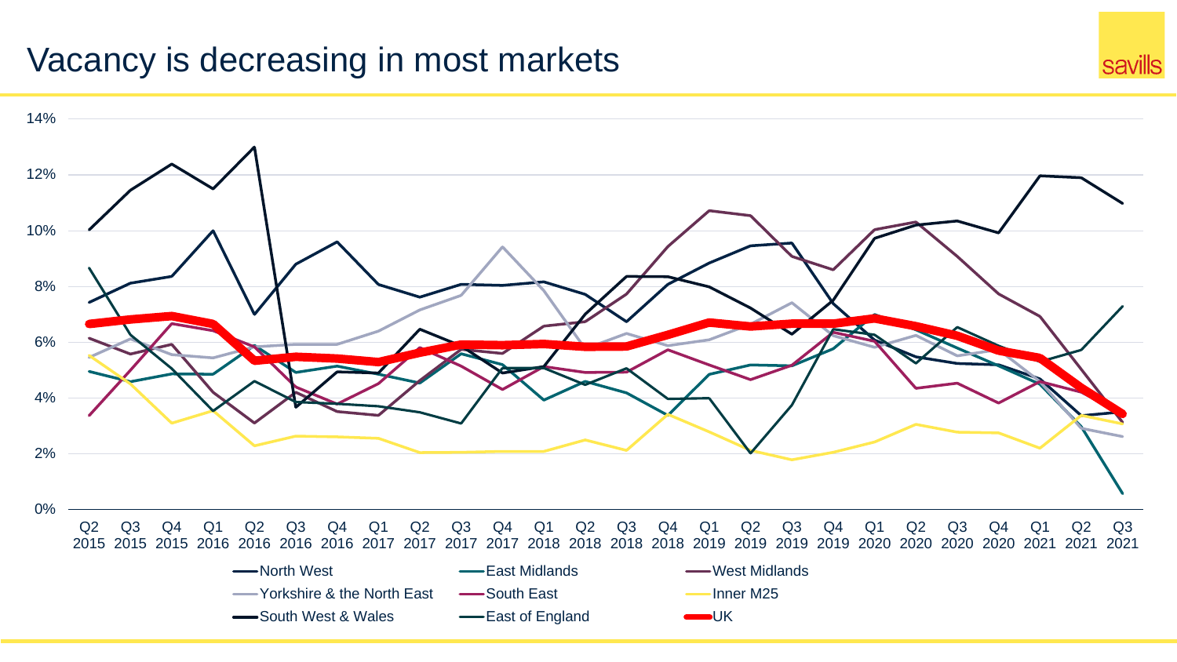# Vacancy is decreasing in most markets

14%
12%
10%
8%
6%
4%
2%
0%

Q2 2015, Q3 2015, Q4 2015, Q1 2016, Q2 2016, Q3 2016, Q4 2016, Q1 2017, Q2 2017, Q3 2017, Q4 2017, Q1 2018, Q2 2018, Q3 2018, Q4 2018, Q1 2019, Q2 2019, Q3 2019, Q4 2019, Q1 2020, Q2 2020, Q3 2020, Q4 2020, Q1 2021, Q2 2021, Q3 2021

- North West
- East Midlands
- West Midlands
- Yorkshire & the North East
- South East
- Inner M25
- South West & Wales
- East of England
- UK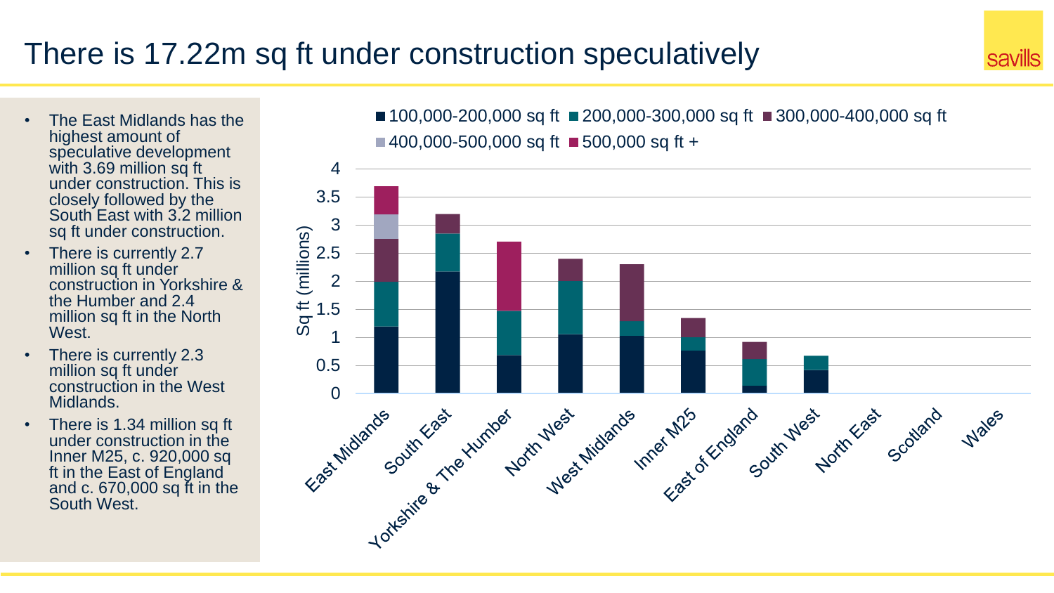# There is 17.22m sq ft under construction speculatively

- The East Midlands has the highest amount of speculative development with 3.69 million sq ft under construction. This is closely followed by the South East with 3.2 million sq ft under construction.
- There is currently 2.7 million sq ft under construction in Yorkshire & the Humber and 2.4 million sq ft in the North West.
- There is currently 2.3 million sq ft under construction in the West Midlands.
- There is 1.34 million sq ft under construction in the Inner M25, c. 920,000 sq ft in the East of England and c. 670,000 sq ft in the South West.

100,000-200,000 sq ft
200,000-300,000 sq ft
300,000-400,000 sq ft
400,000-500,000 sq ft
500,000 sq ft +

Sq ft (millions)

0
0.5
1
1.5
2
2.5
3
3.5
4

East Midlands
South East
Yorkshire & The Humber
North West
West Midlands
Inner M25
East of England
South West
North East
Scotland
Wales